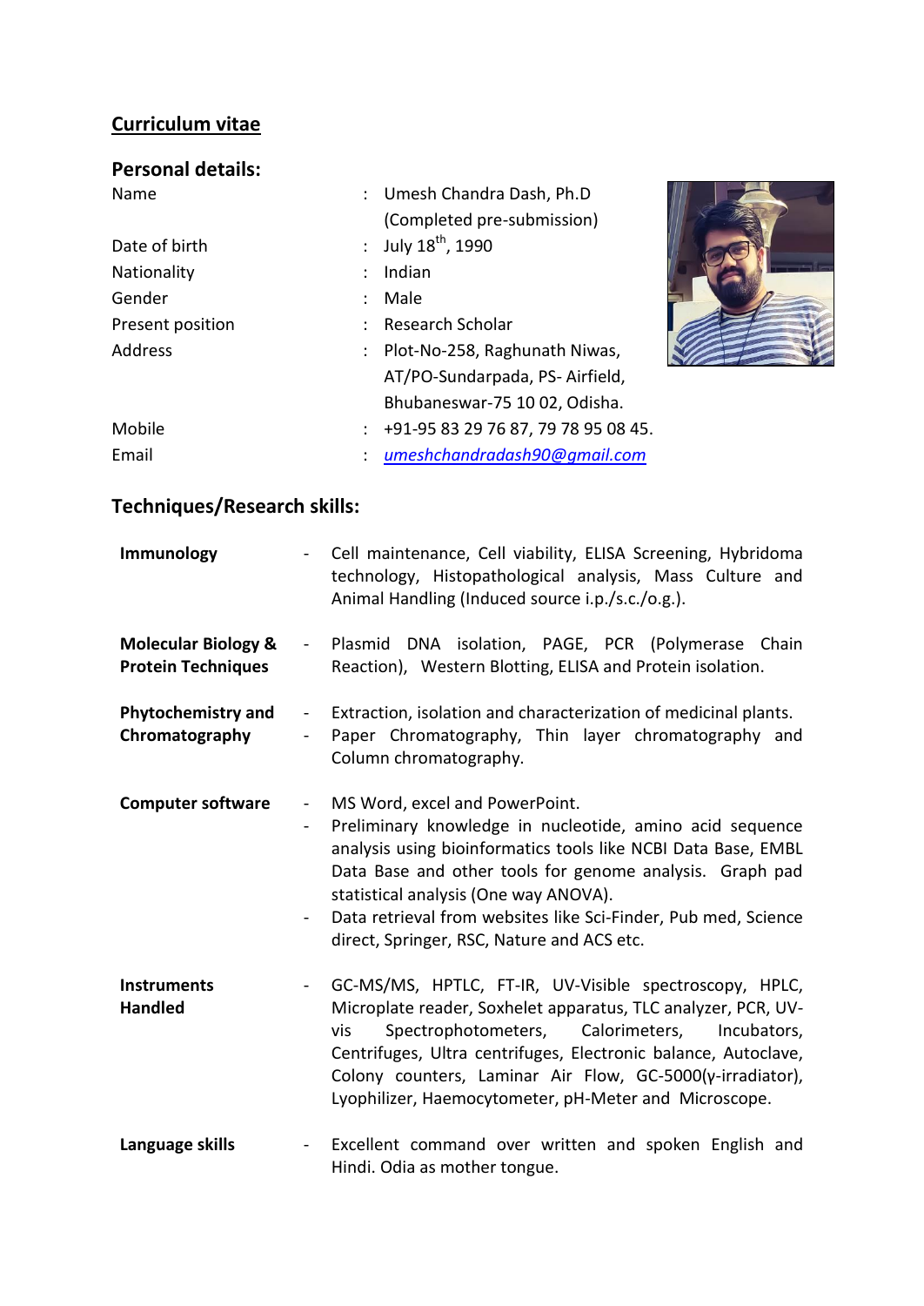# Curriculum vitae

## Personal details:

| | | |
|---|---|---|
| Name | : | Umesh Chandra Dash, Ph.D (Completed pre-submission) |
| Date of birth | : | July 18$^{th}$, 1990 |
| Nationality | : | Indian |
| Gender | : | Male |
| Present position | : | Research Scholar |
| Address | : | Plot-No-258, Raghunath Niwas, AT/PO-Sundarpada, PS- Airfield, Bhubaneswar-75 10 02, Odisha. |
| Mobile | : | +91-95 83 29 76 87, 79 78 95 08 45. |
| Email | : | umeshchandradash90@gmail.com |

## Techniques/Research skills:

**Immunology**
- Cell maintenance, Cell viability, ELISA Screening, Hybridoma technology, Histopathological analysis, Mass Culture and Animal Handling (Induced source i.p./s.c./o.g.).

**Molecular Biology & Protein Techniques**
- Plasmid DNA isolation, PAGE, PCR (Polymerase Chain Reaction), Western Blotting, ELISA and Protein isolation.

**Phytochemistry and Chromatography**
- Extraction, isolation and characterization of medicinal plants.
- Paper Chromatography, Thin layer chromatography and Column chromatography.

**Computer software**
- MS Word, excel and PowerPoint.
- Preliminary knowledge in nucleotide, amino acid sequence analysis using bioinformatics tools like NCBI Data Base, EMBL Data Base and other tools for genome analysis. Graph pad statistical analysis (One way ANOVA).
- Data retrieval from websites like Sci-Finder, Pub med, Science direct, Springer, RSC, Nature and ACS etc.

**Instruments Handled**
- GC-MS/MS, HPTLC, FT-IR, UV-Visible spectroscopy, HPLC, Microplate reader, Soxhelet apparatus, TLC analyzer, PCR, UV-vis Spectrophotometers, Calorimeters, Incubators, Centrifuges, Ultra centrifuges, Electronic balance, Autoclave, Colony counters, Laminar Air Flow, GC-5000(γ-irradiator), Lyophilizer, Haemocytometer, pH-Meter and Microscope.

**Language skills**
- Excellent command over written and spoken English and Hindi. Odia as mother tongue.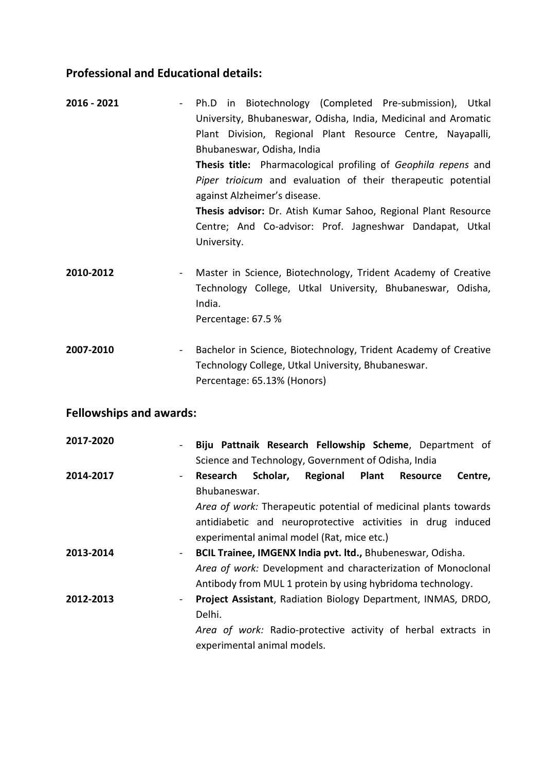## Professional and Educational details:

**2016 - 2021** - Ph.D in Biotechnology (Completed Pre-submission), Utkal University, Bhubaneswar, Odisha, India, Medicinal and Aromatic Plant Division, Regional Plant Resource Centre, Nayapalli, Bhubaneswar, Odisha, India

**Thesis title:** Pharmacological profiling of *Geophila repens* and *Piper trioicum* and evaluation of their therapeutic potential against Alzheimer's disease.

**Thesis advisor:** Dr. Atish Kumar Sahoo, Regional Plant Resource Centre; And Co-advisor: Prof. Jagneshwar Dandapat, Utkal University.

**2010-2012** - Master in Science, Biotechnology, Trident Academy of Creative Technology College, Utkal University, Bhubaneswar, Odisha, India.
Percentage: 67.5 %

**2007-2010** - Bachelor in Science, Biotechnology, Trident Academy of Creative Technology College, Utkal University, Bhubaneswar.
Percentage: 65.13% (Honors)

## Fellowships and awards:

**2017-2020** - **Biju Pattnaik Research Fellowship Scheme**, Department of Science and Technology, Government of Odisha, India

**2014-2017** - **Research Scholar, Regional Plant Resource Centre,** Bhubaneswar.
*Area of work:* Therapeutic potential of medicinal plants towards antidiabetic and neuroprotective activities in drug induced experimental animal model (Rat, mice etc.)

**2013-2014** - **BCIL Trainee, IMGENX India pvt. ltd.,** Bhubeneswar, Odisha.
*Area of work:* Development and characterization of Monoclonal Antibody from MUL 1 protein by using hybridoma technology.

**2012-2013** - **Project Assistant**, Radiation Biology Department, INMAS, DRDO, Delhi.
*Area of work:* Radio-protective activity of herbal extracts in experimental animal models.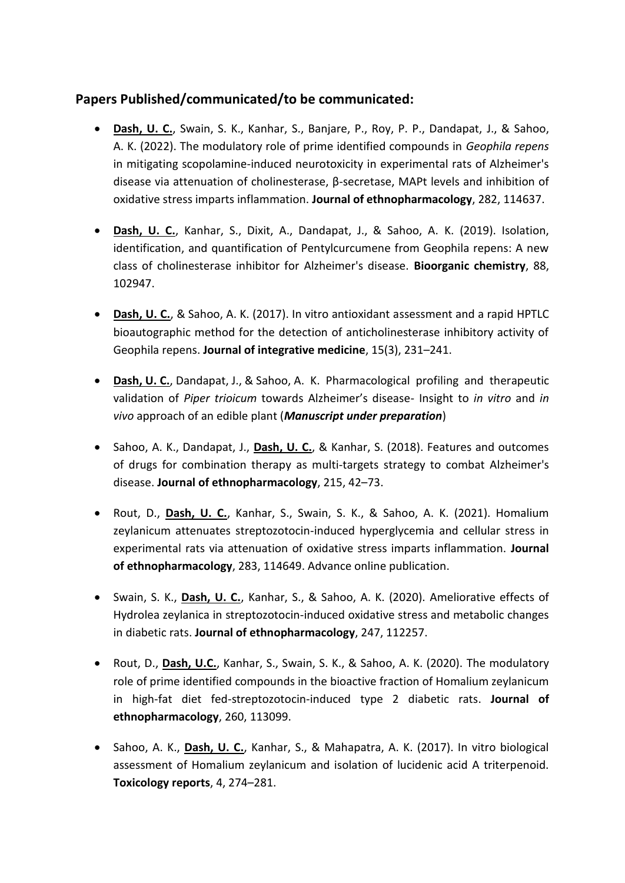## Papers Published/communicated/to be communicated:

- **Dash, U. C.**, Swain, S. K., Kanhar, S., Banjare, P., Roy, P. P., Dandapat, J., & Sahoo, A. K. (2022). The modulatory role of prime identified compounds in *Geophila repens* in mitigating scopolamine-induced neurotoxicity in experimental rats of Alzheimer's disease via attenuation of cholinesterase, β-secretase, MAPt levels and inhibition of oxidative stress imparts inflammation. **Journal of ethnopharmacology**, 282, 114637.

- **Dash, U. C.**, Kanhar, S., Dixit, A., Dandapat, J., & Sahoo, A. K. (2019). Isolation, identification, and quantification of Pentylcurcumene from Geophila repens: A new class of cholinesterase inhibitor for Alzheimer's disease. **Bioorganic chemistry**, 88, 102947.

- **Dash, U. C.**, & Sahoo, A. K. (2017). In vitro antioxidant assessment and a rapid HPTLC bioautographic method for the detection of anticholinesterase inhibitory activity of Geophila repens. **Journal of integrative medicine**, 15(3), 231–241.

- **Dash, U. C.**, Dandapat, J., & Sahoo, A. K. Pharmacological profiling and therapeutic validation of *Piper trioicum* towards Alzheimer's disease- Insight to *in vitro* and *in vivo* approach of an edible plant (***Manuscript under preparation***)

- Sahoo, A. K., Dandapat, J., **Dash, U. C.**, & Kanhar, S. (2018). Features and outcomes of drugs for combination therapy as multi-targets strategy to combat Alzheimer's disease. **Journal of ethnopharmacology**, 215, 42–73.

- Rout, D., **Dash, U. C.**, Kanhar, S., Swain, S. K., & Sahoo, A. K. (2021). Homalium zeylanicum attenuates streptozotocin-induced hyperglycemia and cellular stress in experimental rats via attenuation of oxidative stress imparts inflammation. **Journal of ethnopharmacology**, 283, 114649. Advance online publication.

- Swain, S. K., **Dash, U. C.**, Kanhar, S., & Sahoo, A. K. (2020). Ameliorative effects of Hydrolea zeylanica in streptozotocin-induced oxidative stress and metabolic changes in diabetic rats. **Journal of ethnopharmacology**, 247, 112257.

- Rout, D., **Dash, U.C.**, Kanhar, S., Swain, S. K., & Sahoo, A. K. (2020). The modulatory role of prime identified compounds in the bioactive fraction of Homalium zeylanicum in high-fat diet fed-streptozotocin-induced type 2 diabetic rats. **Journal of ethnopharmacology**, 260, 113099.

- Sahoo, A. K., **Dash, U. C.**, Kanhar, S., & Mahapatra, A. K. (2017). In vitro biological assessment of Homalium zeylanicum and isolation of lucidenic acid A triterpenoid. **Toxicology reports**, 4, 274–281.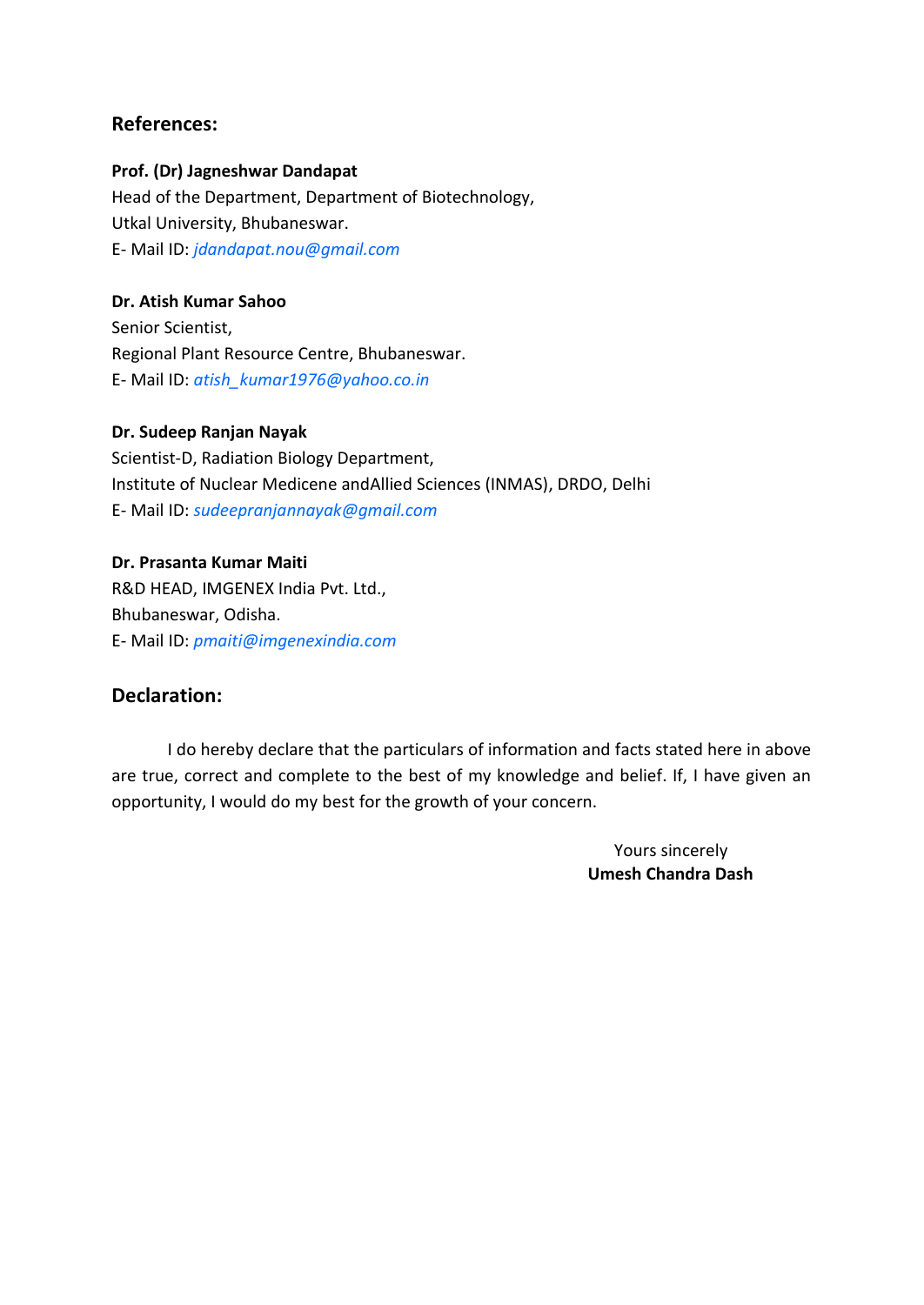## References:

**Prof. (Dr) Jagneshwar Dandapat**
Head of the Department, Department of Biotechnology,
Utkal University, Bhubaneswar.
E- Mail ID: *jdandapat.nou@gmail.com*

**Dr. Atish Kumar Sahoo**
Senior Scientist,
Regional Plant Resource Centre, Bhubaneswar.
E- Mail ID: *atish_kumar1976@yahoo.co.in*

**Dr. Sudeep Ranjan Nayak**
Scientist-D, Radiation Biology Department,
Institute of Nuclear Medicene andAllied Sciences (INMAS), DRDO, Delhi
E- Mail ID: *sudeepranjannayak@gmail.com*

**Dr. Prasanta Kumar Maiti**
R&D HEAD, IMGENEX India Pvt. Ltd.,
Bhubaneswar, Odisha.
E- Mail ID: *pmaiti@imgenexindia.com*

## Declaration:

I do hereby declare that the particulars of information and facts stated here in above are true, correct and complete to the best of my knowledge and belief. If, I have given an opportunity, I would do my best for the growth of your concern.

Yours sincerely
**Umesh Chandra Dash**